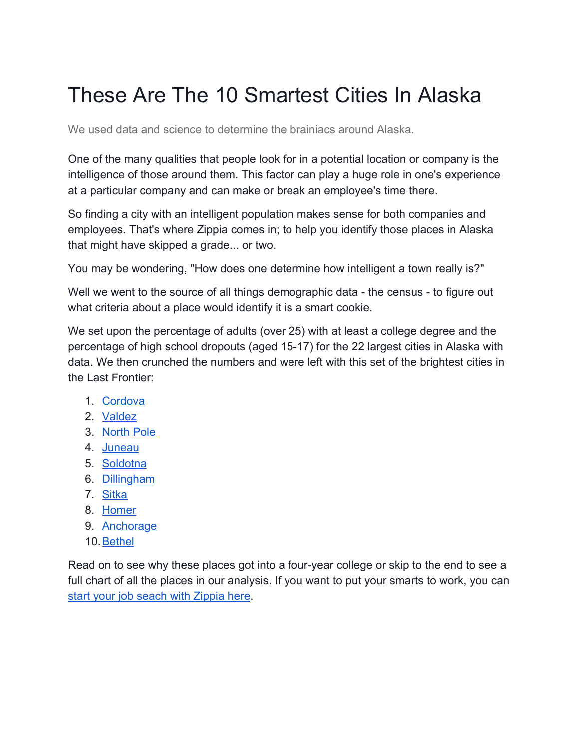# These Are The 10 Smartest Cities In Alaska

We used data and science to determine the brainiacs around Alaska.

One of the many qualities that people look for in a potential location or company is the intelligence of those around them. This factor can play a huge role in one's experience at a particular company and can make or break an employee's time there.

So finding a city with an intelligent population makes sense for both companies and employees. That's where Zippia comes in; to help you identify those places in Alaska that might have skipped a grade... or two.

You may be wondering, "How does one determine how intelligent a town really is?"

Well we went to the source of all things demographic data - the census - to figure out what criteria about a place would identify it is a smart cookie.

We set upon the percentage of adults (over 25) with at least a college degree and the percentage of high school dropouts (aged 15-17) for the 22 largest cities in Alaska with data. We then crunched the numbers and were left with this set of the brightest cities in the Last Frontier:

1. Cordova
2. Valdez
3. North Pole
4. Juneau
5. Soldotna
6. Dillingham
7. Sitka
8. Homer
9. Anchorage
10. Bethel

Read on to see why these places got into a four-year college or skip to the end to see a full chart of all the places in our analysis. If you want to put your smarts to work, you can start your job seach with Zippia here.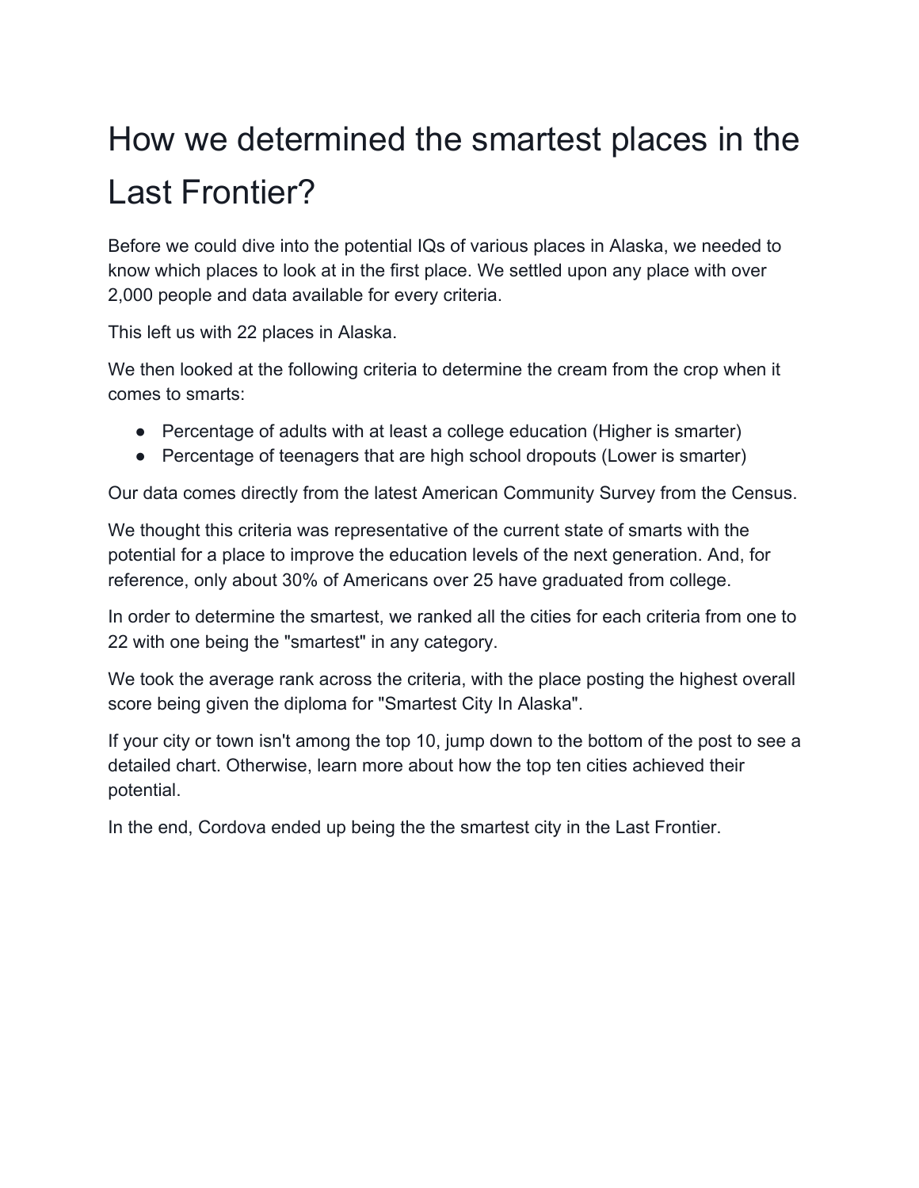# How we determined the smartest places in the Last Frontier?

Before we could dive into the potential IQs of various places in Alaska, we needed to know which places to look at in the first place. We settled upon any place with over 2,000 people and data available for every criteria.

This left us with 22 places in Alaska.

We then looked at the following criteria to determine the cream from the crop when it comes to smarts:

- Percentage of adults with at least a college education (Higher is smarter)
- Percentage of teenagers that are high school dropouts (Lower is smarter)

Our data comes directly from the latest American Community Survey from the Census.

We thought this criteria was representative of the current state of smarts with the potential for a place to improve the education levels of the next generation. And, for reference, only about 30% of Americans over 25 have graduated from college.

In order to determine the smartest, we ranked all the cities for each criteria from one to 22 with one being the "smartest" in any category.

We took the average rank across the criteria, with the place posting the highest overall score being given the diploma for "Smartest City In Alaska".

If your city or town isn't among the top 10, jump down to the bottom of the post to see a detailed chart. Otherwise, learn more about how the top ten cities achieved their potential.

In the end, Cordova ended up being the the smartest city in the Last Frontier.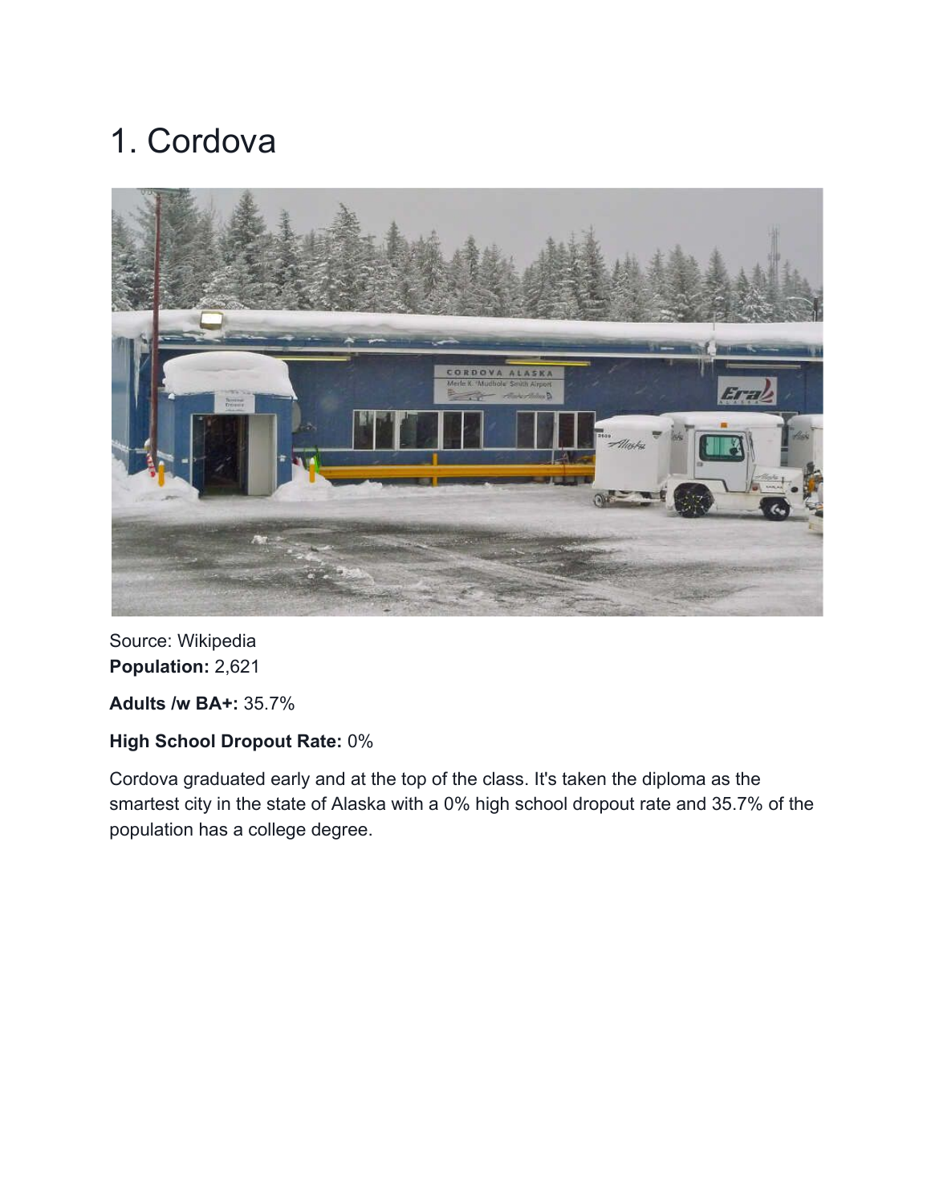# 1. Cordova

Source: Wikipedia

**Population:** 2,621

**Adults /w BA+:** 35.7%

**High School Dropout Rate:** 0%

Cordova graduated early and at the top of the class. It's taken the diploma as the smartest city in the state of Alaska with a 0% high school dropout rate and 35.7% of the population has a college degree.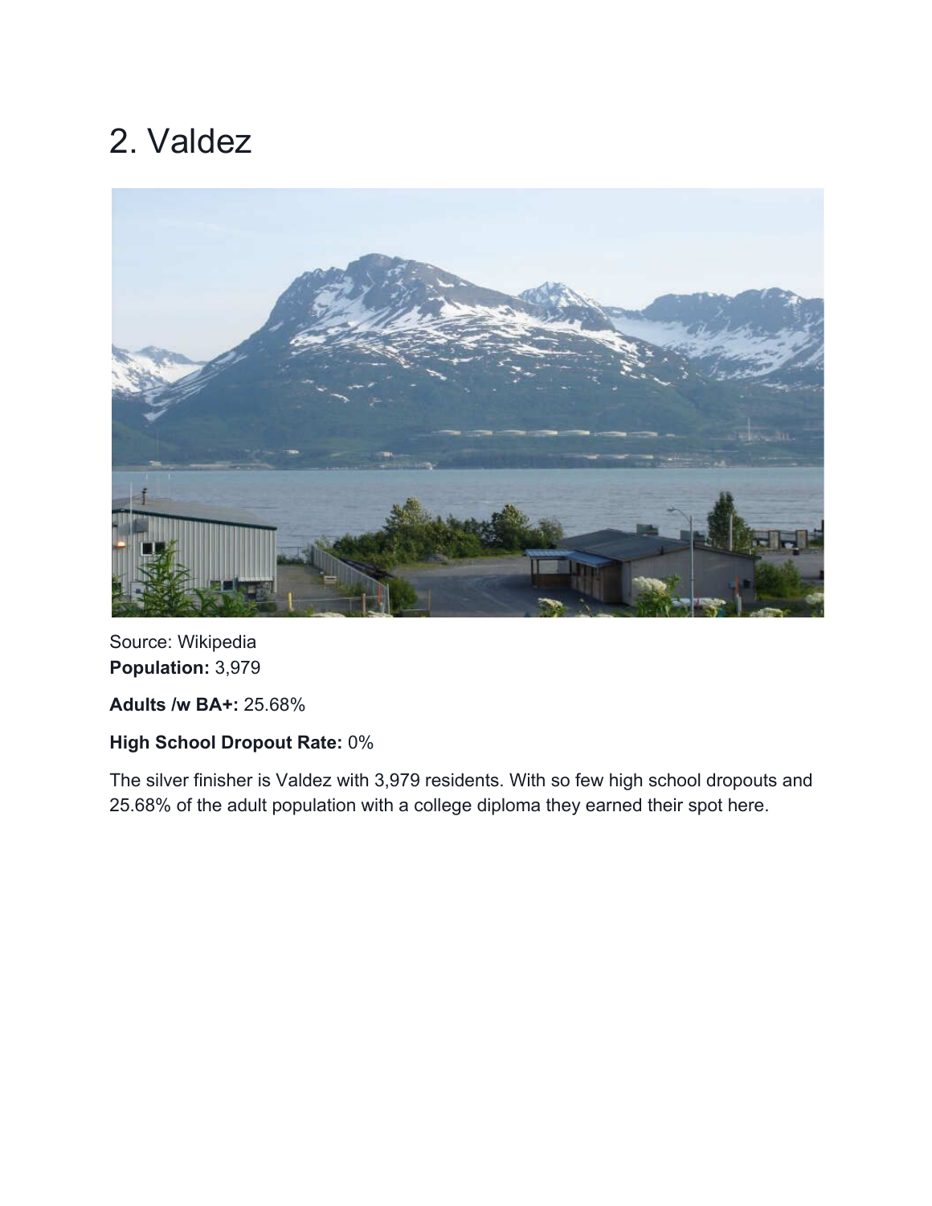# 2. Valdez

Source: Wikipedia

**Population:** 3,979

**Adults /w BA+:** 25.68%

**High School Dropout Rate:** 0%

The silver finisher is Valdez with 3,979 residents. With so few high school dropouts and 25.68% of the adult population with a college diploma they earned their spot here.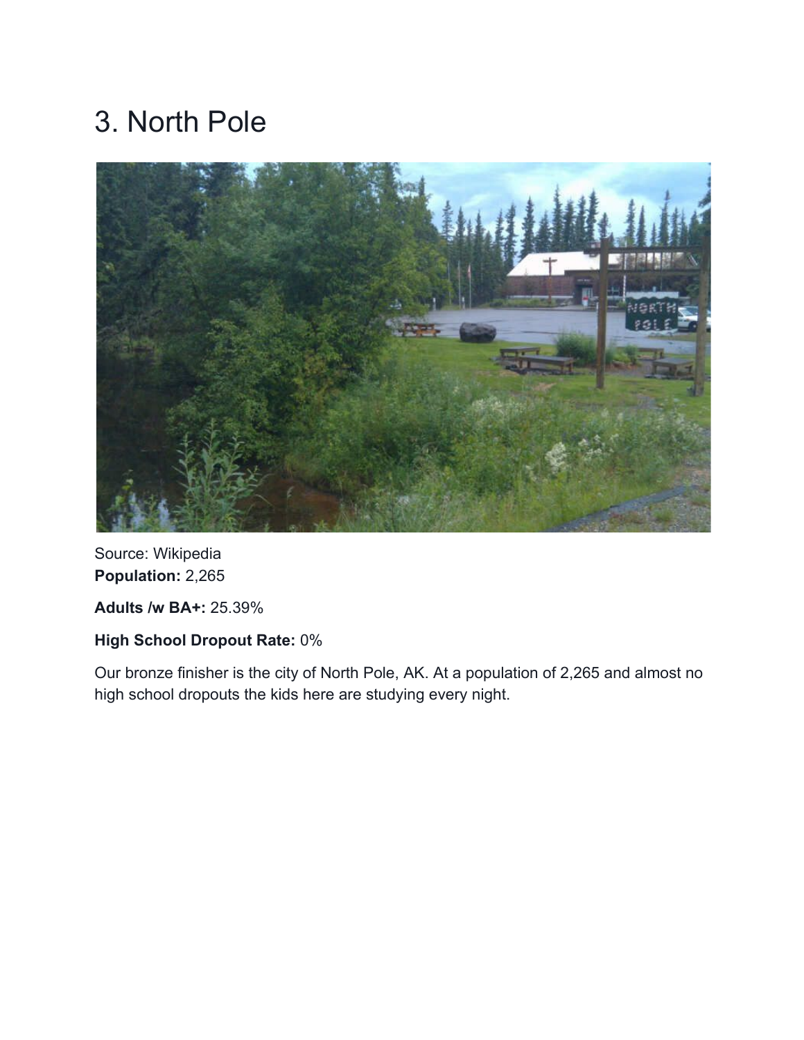# 3. North Pole

Source: Wikipedia

**Population:** 2,265

**Adults /w BA+:** 25.39%

**High School Dropout Rate:** 0%

Our bronze finisher is the city of North Pole, AK. At a population of 2,265 and almost no high school dropouts the kids here are studying every night.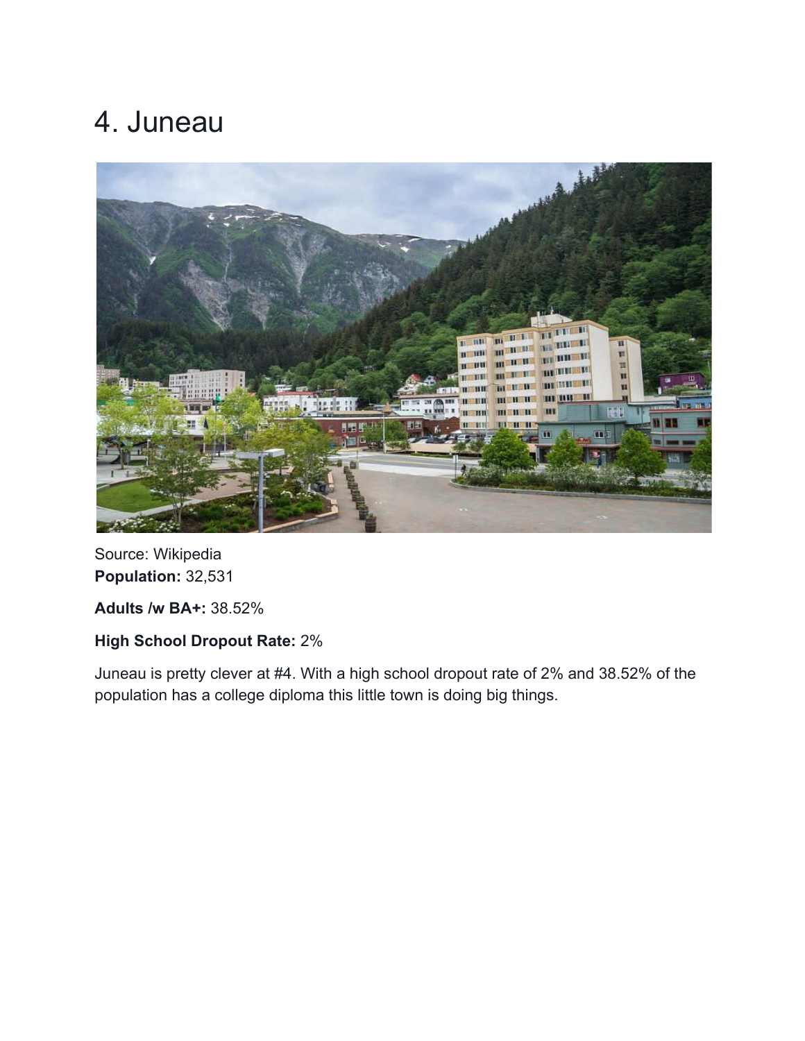# 4. Juneau

Source: Wikipedia

**Population:** 32,531

**Adults /w BA+:** 38.52%

**High School Dropout Rate:** 2%

Juneau is pretty clever at #4. With a high school dropout rate of 2% and 38.52% of the population has a college diploma this little town is doing big things.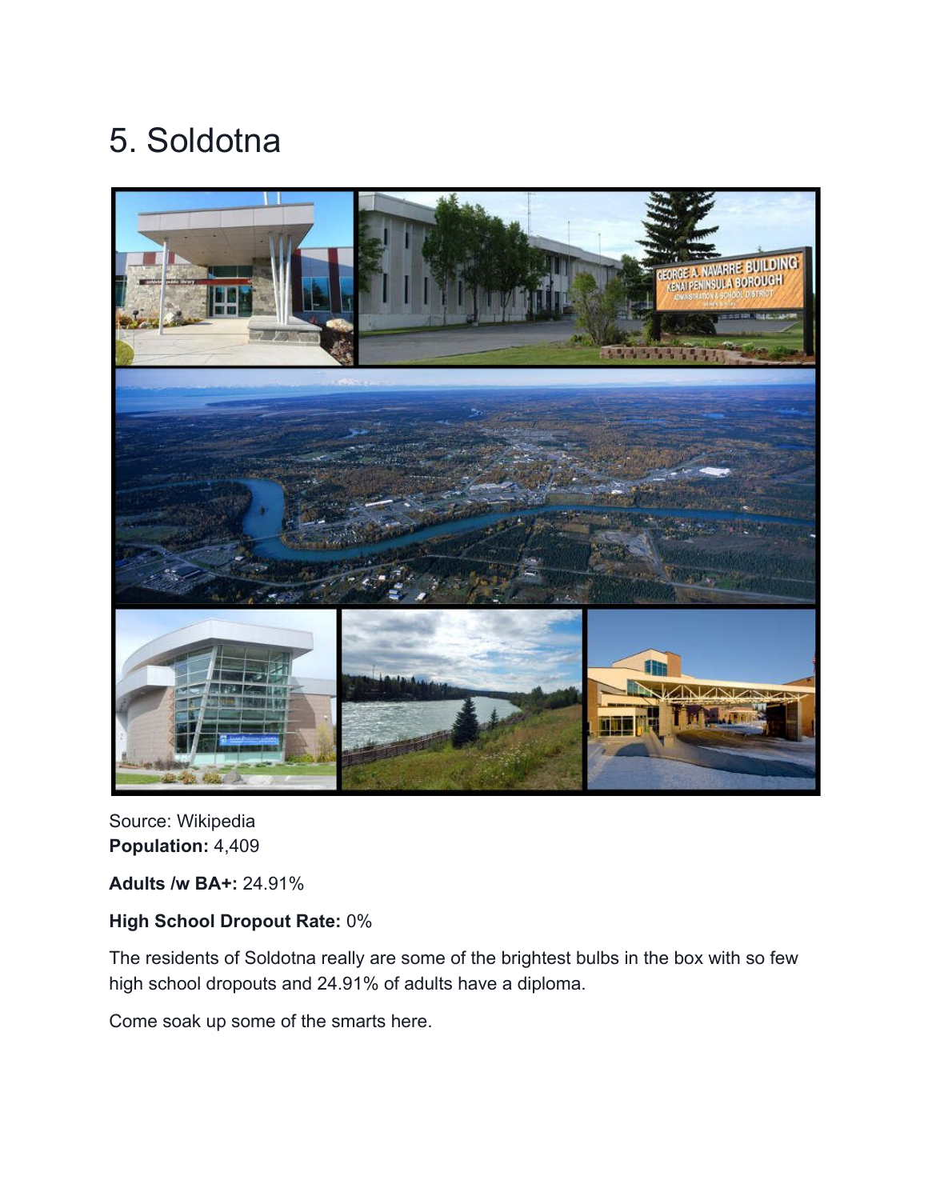# 5. Soldotna

Source: Wikipedia

**Population:** 4,409

**Adults /w BA+:** 24.91%

**High School Dropout Rate:** 0%

The residents of Soldotna really are some of the brightest bulbs in the box with so few high school dropouts and 24.91% of adults have a diploma.

Come soak up some of the smarts here.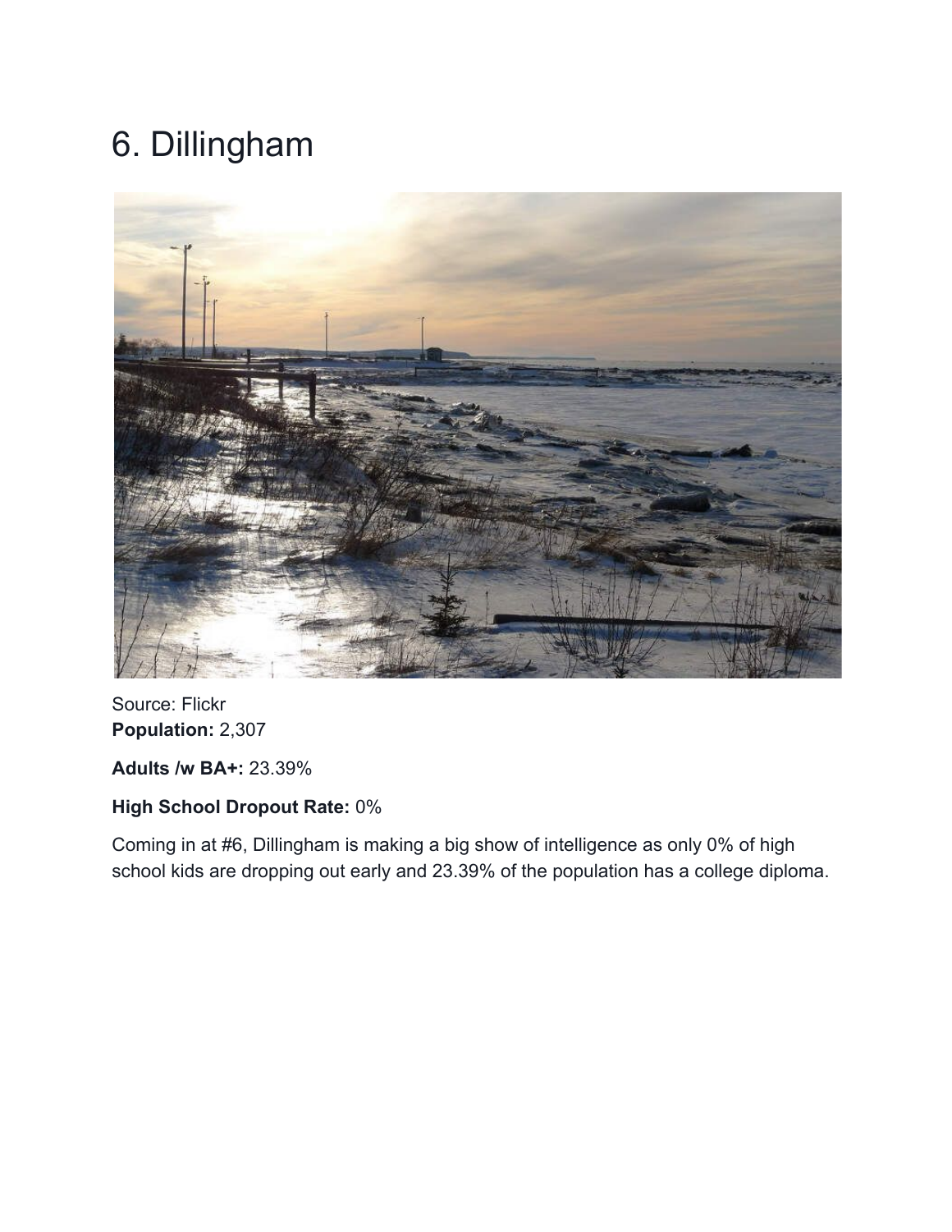# 6. Dillingham

Source: Flickr
**Population:** 2,307

**Adults /w BA+:** 23.39%

**High School Dropout Rate:** 0%

Coming in at #6, Dillingham is making a big show of intelligence as only 0% of high school kids are dropping out early and 23.39% of the population has a college diploma.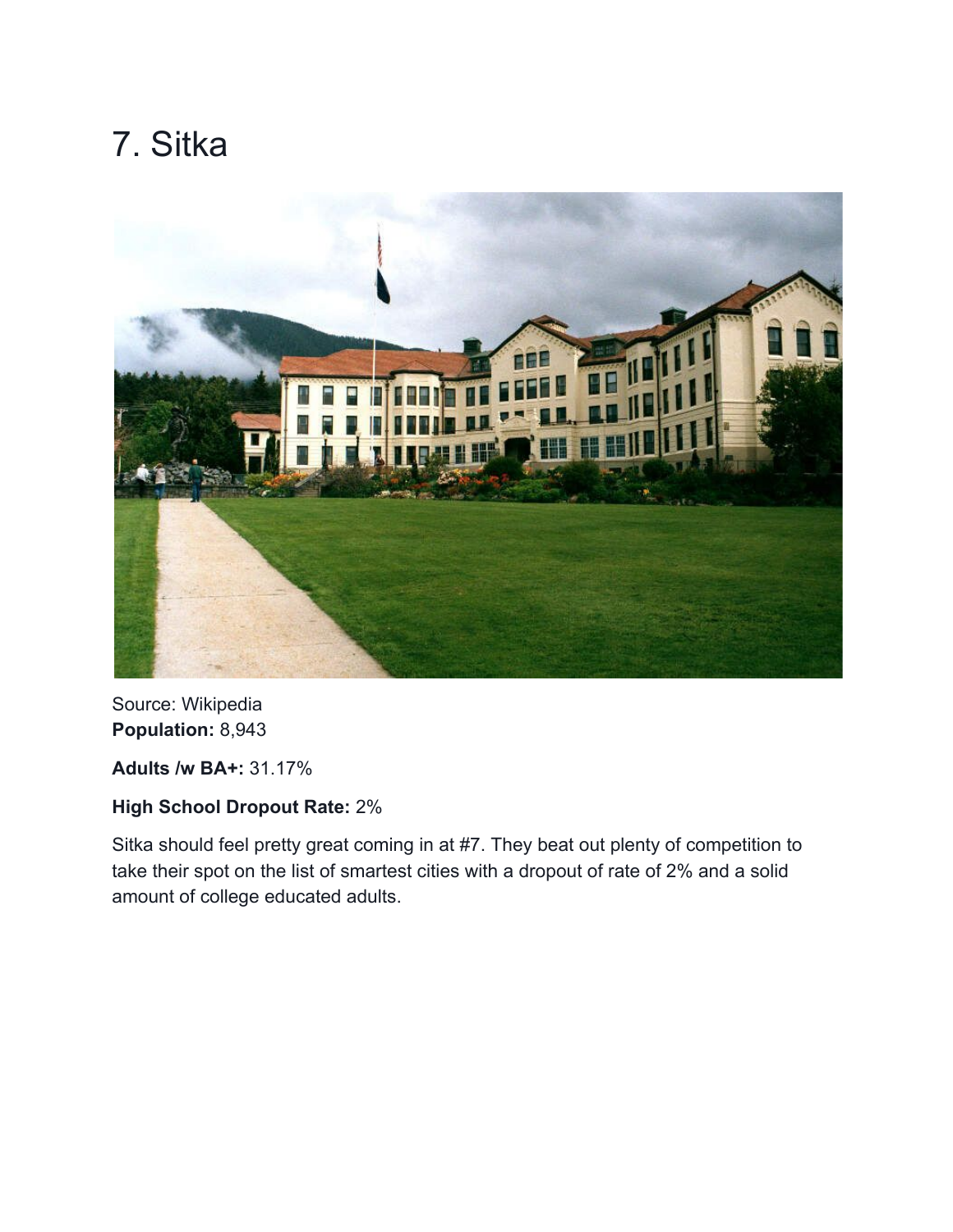# 7. Sitka

Source: Wikipedia

**Population:** 8,943

**Adults /w BA+:** 31.17%

**High School Dropout Rate:** 2%

Sitka should feel pretty great coming in at #7. They beat out plenty of competition to take their spot on the list of smartest cities with a dropout of rate of 2% and a solid amount of college educated adults.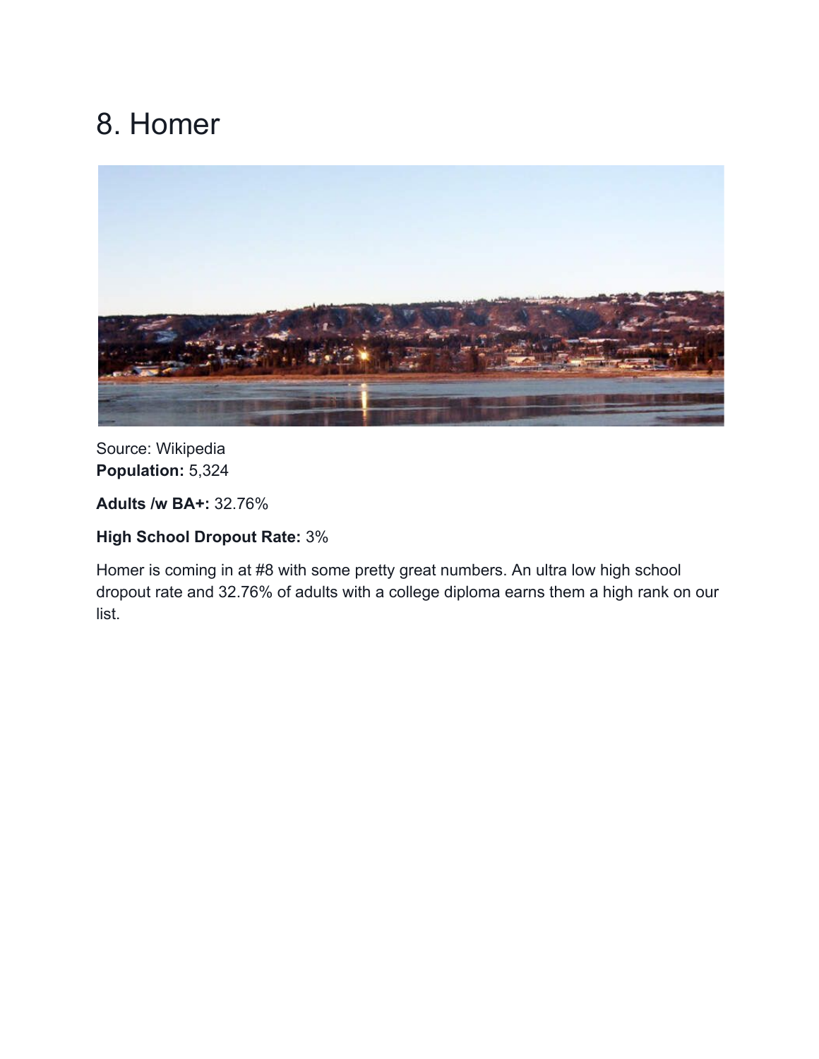# 8. Homer

Source: Wikipedia

**Population:** 5,324

**Adults /w BA+:** 32.76%

**High School Dropout Rate:** 3%

Homer is coming in at #8 with some pretty great numbers. An ultra low high school dropout rate and 32.76% of adults with a college diploma earns them a high rank on our list.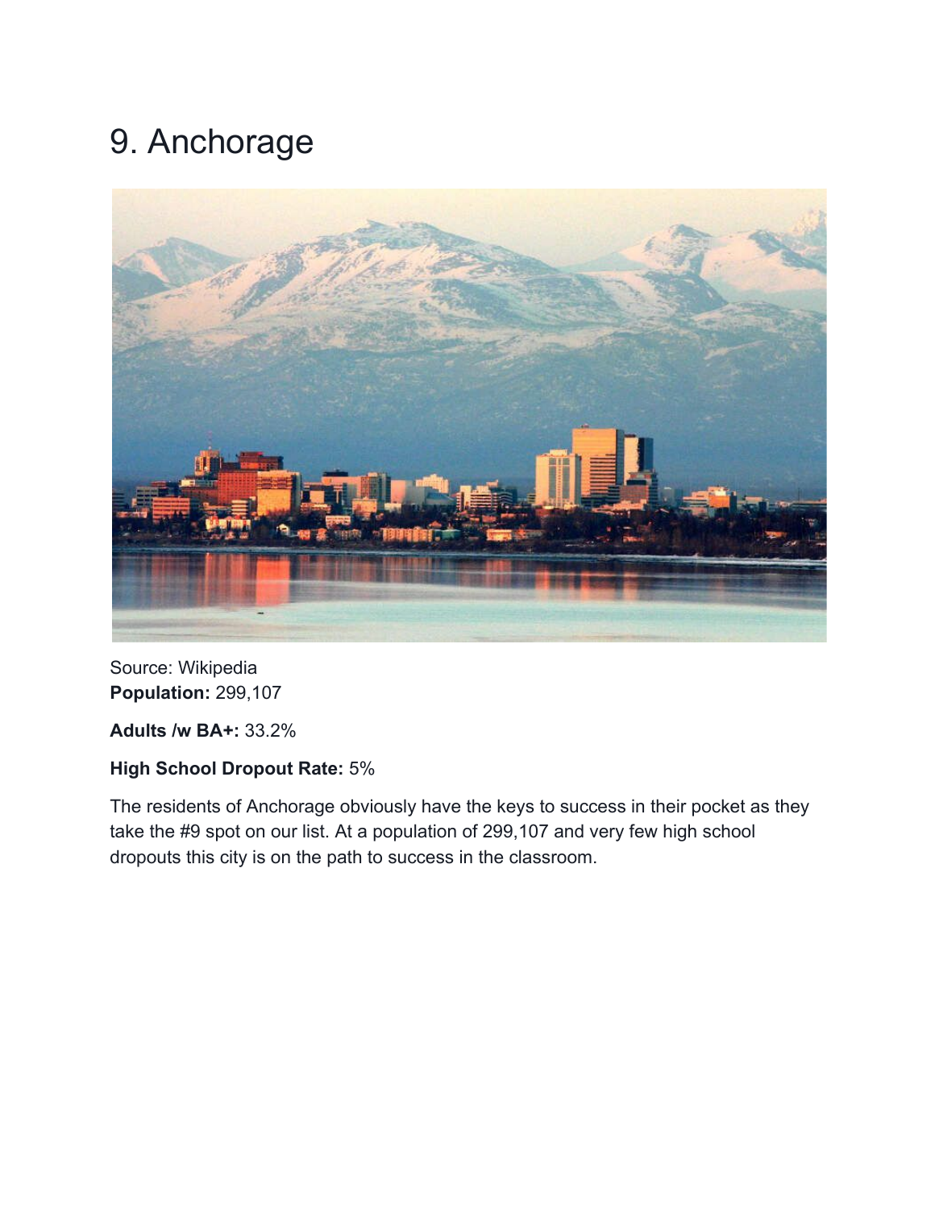# 9. Anchorage

Source: Wikipedia

**Population:** 299,107

**Adults /w BA+:** 33.2%

**High School Dropout Rate:** 5%

The residents of Anchorage obviously have the keys to success in their pocket as they take the #9 spot on our list. At a population of 299,107 and very few high school dropouts this city is on the path to success in the classroom.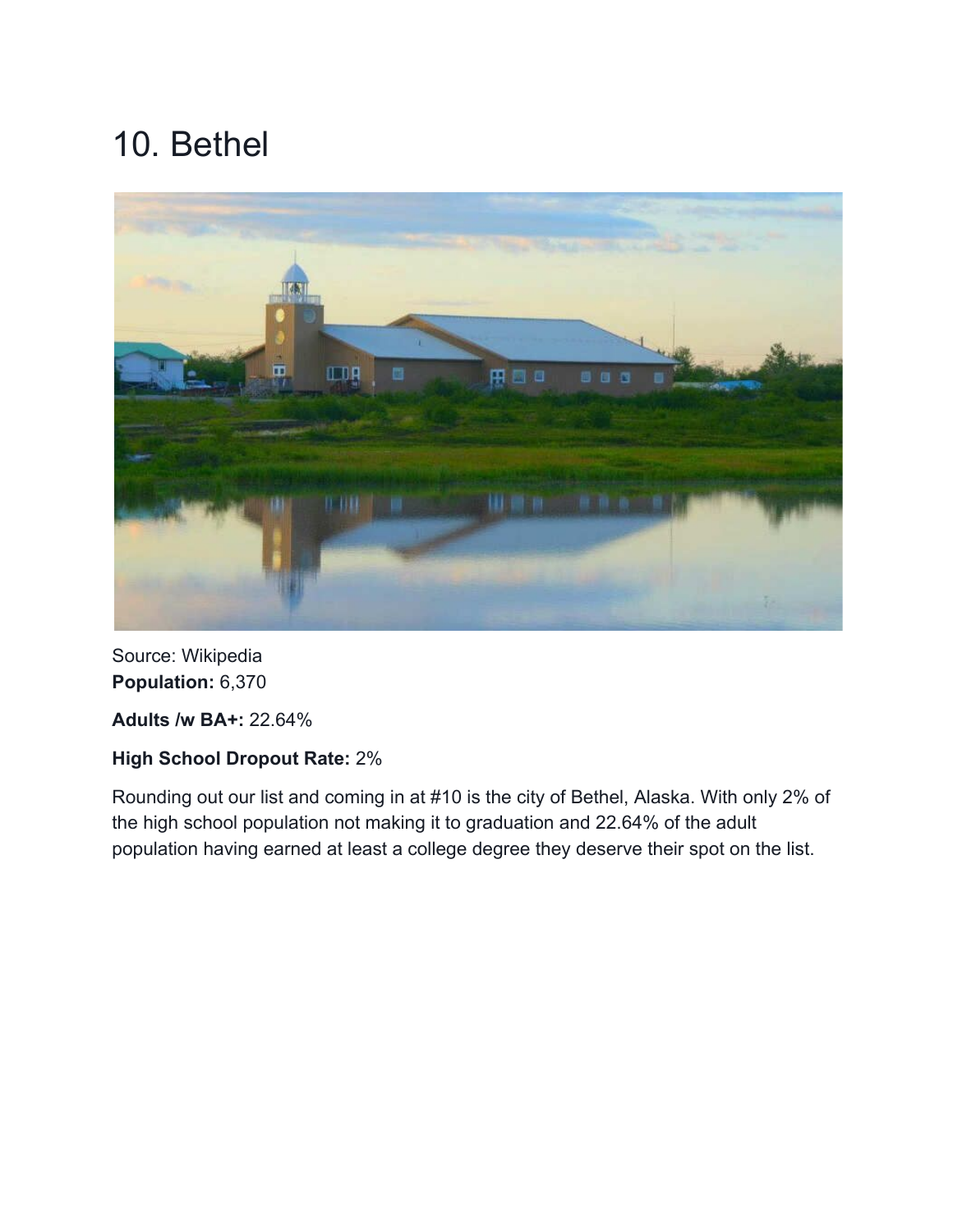# 10. Bethel

Source: Wikipedia

**Population:** 6,370

**Adults /w BA+:** 22.64%

**High School Dropout Rate:** 2%

Rounding out our list and coming in at #10 is the city of Bethel, Alaska. With only 2% of the high school population not making it to graduation and 22.64% of the adult population having earned at least a college degree they deserve their spot on the list.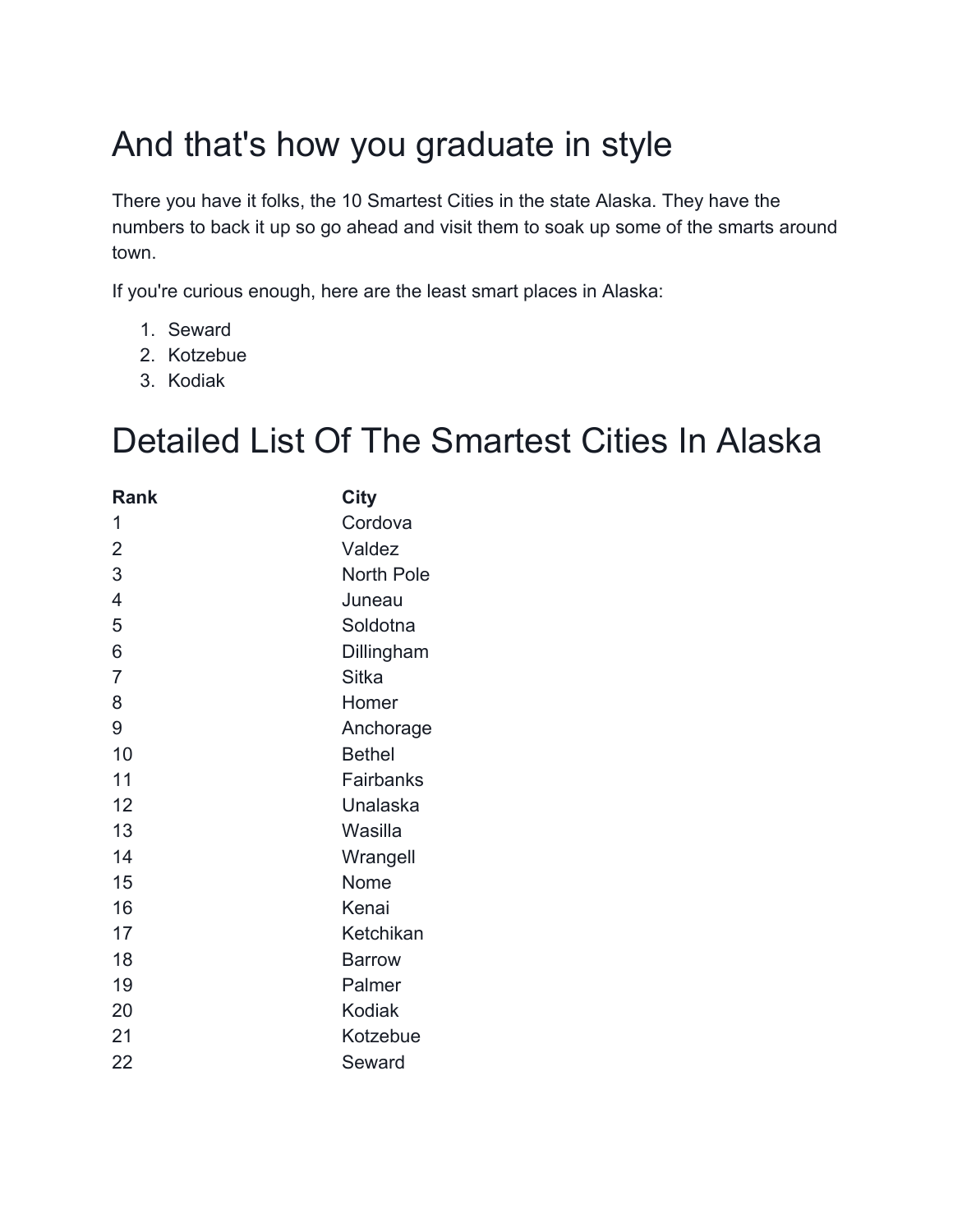# And that's how you graduate in style

There you have it folks, the 10 Smartest Cities in the state Alaska. They have the numbers to back it up so go ahead and visit them to soak up some of the smarts around town.

If you're curious enough, here are the least smart places in Alaska:

1. Seward
2. Kotzebue
3. Kodiak

# Detailed List Of The Smartest Cities In Alaska

| Rank | City |
|---|---|
| 1 | Cordova |
| 2 | Valdez |
| 3 | North Pole |
| 4 | Juneau |
| 5 | Soldotna |
| 6 | Dillingham |
| 7 | Sitka |
| 8 | Homer |
| 9 | Anchorage |
| 10 | Bethel |
| 11 | Fairbanks |
| 12 | Unalaska |
| 13 | Wasilla |
| 14 | Wrangell |
| 15 | Nome |
| 16 | Kenai |
| 17 | Ketchikan |
| 18 | Barrow |
| 19 | Palmer |
| 20 | Kodiak |
| 21 | Kotzebue |
| 22 | Seward |